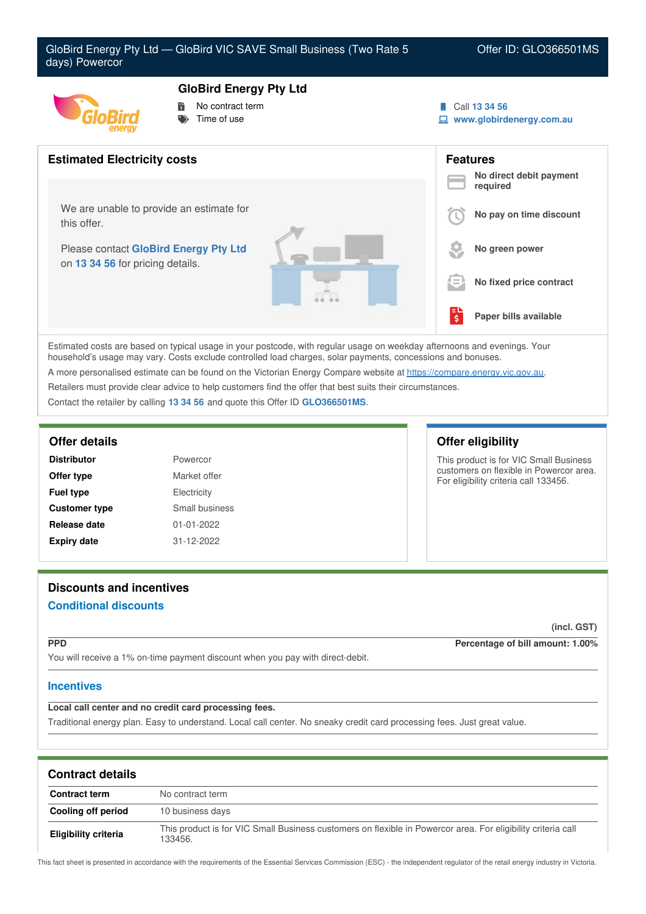# GloBird Energy Pty Ltd — GloBird VIC SAVE Small Business (Two Rate 5 days) Powercor

Offer ID: GLO366501MS

## GloBird Energy Pty Ltd

- No contract term
- Time of use

Call 13 34 56
www.globirdenergy.com.au

## Estimated Electricity costs

We are unable to provide an estimate for this offer.

Please contact **GloBird Energy Pty Ltd** on **13 34 56** for pricing details.

## Features

- **No direct debit payment required**
- **No pay on time discount**
- **No green power**
- **No fixed price contract**
- **Paper bills available**

Estimated costs are based on typical usage in your postcode, with regular usage on weekday afternoons and evenings. Your household's usage may vary. Costs exclude controlled load charges, solar payments, concessions and bonuses.

A more personalised estimate can be found on the Victorian Energy Compare website at https://compare.energy.vic.gov.au.

Retailers must provide clear advice to help customers find the offer that best suits their circumstances.

Contact the retailer by calling **13 34 56** and quote this Offer ID **GLO366501MS**.

## Offer details

| | |
|---|---|
| **Distributor** | Powercor |
| **Offer type** | Market offer |
| **Fuel type** | Electricity |
| **Customer type** | Small business |
| **Release date** | 01-01-2022 |
| **Expiry date** | 31-12-2022 |

## Offer eligibility

This product is for VIC Small Business customers on flexible in Powercor area. For eligibility criteria call 133456.

## Discounts and incentives

### Conditional discounts

(incl. GST)

**PPD** — **Percentage of bill amount: 1.00%**

You will receive a 1% on-time payment discount when you pay with direct-debit.

### Incentives

**Local call center and no credit card processing fees.**

Traditional energy plan. Easy to understand. Local call center. No sneaky credit card processing fees. Just great value.

## Contract details

| | |
|---|---|
| **Contract term** | No contract term |
| **Cooling off period** | 10 business days |
| **Eligibility criteria** | This product is for VIC Small Business customers on flexible in Powercor area. For eligibility criteria call 133456. |

This fact sheet is presented in accordance with the requirements of the Essential Services Commission (ESC) - the independent regulator of the retail energy industry in Victoria.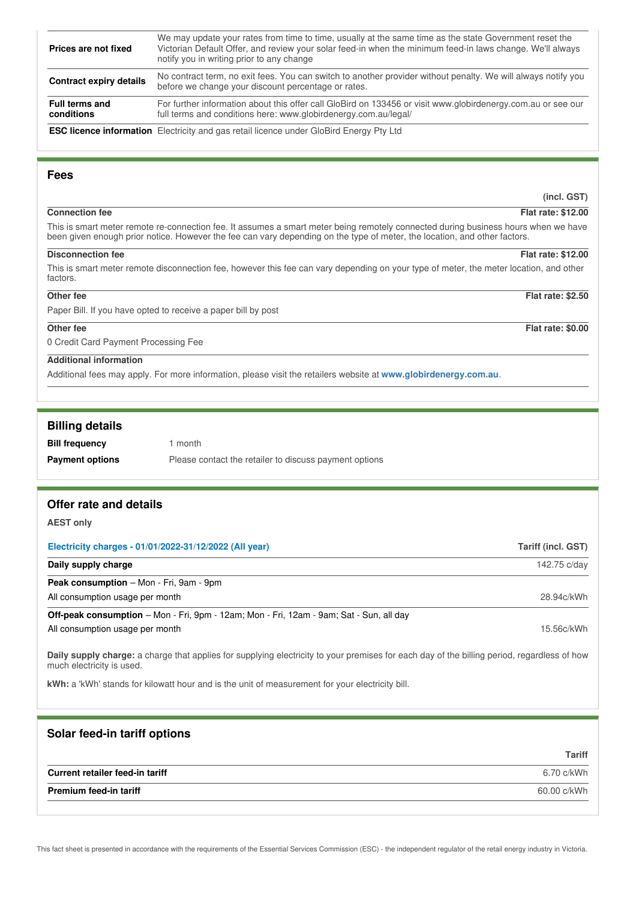| | |
|---|---|
| **Prices are not fixed** | We may update your rates from time to time, usually at the same time as the state Government reset the Victorian Default Offer, and review your solar feed-in when the minimum feed-in laws change. We'll always notify you in writing prior to any change |
| **Contract expiry details** | No contract term, no exit fees. You can switch to another provider without penalty. We will always notify you before we change your discount percentage or rates. |
| **Full terms and conditions** | For further information about this offer call GloBird on 133456 or visit www.globirdenergy.com.au or see our full terms and conditions here: www.globirdenergy.com.au/legal/ |
| **ESC licence information** | Electricity and gas retail licence under GloBird Energy Pty Ltd |

## Fees

**(incl. GST)**

**Connection fee** — **Flat rate: $12.00**

This is smart meter remote re-connection fee. It assumes a smart meter being remotely connected during business hours when we have been given enough prior notice. However the fee can vary depending on the type of meter, the location, and other factors.

**Disconnection fee** — **Flat rate: $12.00**

This is smart meter remote disconnection fee, however this fee can vary depending on your type of meter, the meter location, and other factors.

**Other fee** — **Flat rate: $2.50**

Paper Bill. If you have opted to receive a paper bill by post

**Other fee** — **Flat rate: $0.00**

0 Credit Card Payment Processing Fee

**Additional information**

Additional fees may apply. For more information, please visit the retailers website at **www.globirdenergy.com.au**.

## Billing details

| | |
|---|---|
| **Bill frequency** | 1 month |
| **Payment options** | Please contact the retailer to discuss payment options |

## Offer rate and details

**AEST only**

| **Electricity charges - 01/01/2022-31/12/2022 (All year)** | **Tariff (incl. GST)** |
|---|---|
| **Daily supply charge** | 142.75 c/day |
| **Peak consumption** – Mon - Fri, 9am - 9pm | |
| All consumption usage per month | 28.94c/kWh |
| **Off-peak consumption** – Mon - Fri, 9pm - 12am; Mon - Fri, 12am - 9am; Sat - Sun, all day | |
| All consumption usage per month | 15.56c/kWh |

**Daily supply charge:** a charge that applies for supplying electricity to your premises for each day of the billing period, regardless of how much electricity is used.

**kWh:** a 'kWh' stands for kilowatt hour and is the unit of measurement for your electricity bill.

## Solar feed-in tariff options

| | **Tariff** |
|---|---|
| **Current retailer feed-in tariff** | 6.70 c/kWh |
| **Premium feed-in tariff** | 60.00 c/kWh |

This fact sheet is presented in accordance with the requirements of the Essential Services Commission (ESC) - the independent regulator of the retail energy industry in Victoria.